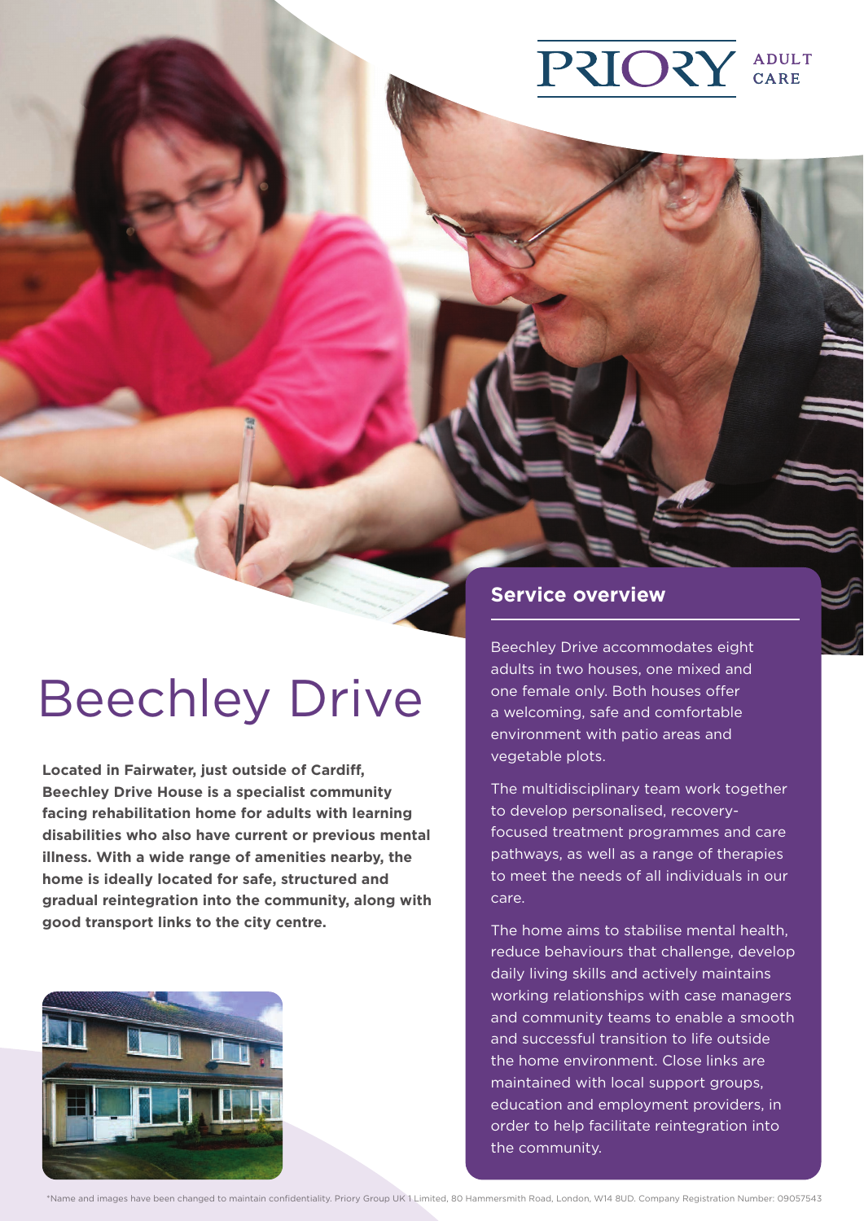PRIORY ADULT CARE

# Beechley Drive

**Located in Fairwater, just outside of Cardiff, Beechley Drive House is a specialist community facing rehabilitation home for adults with learning disabilities who also have current or previous mental illness. With a wide range of amenities nearby, the home is ideally located for safe, structured and gradual reintegration into the community, along with good transport links to the city centre.**

## Service overview

Beechley Drive accommodates eight adults in two houses, one mixed and one female only. Both houses offer a welcoming, safe and comfortable environment with patio areas and vegetable plots.

The multidisciplinary team work together to develop personalised, recovery-focused treatment programmes and care pathways, as well as a range of therapies to meet the needs of all individuals in our care.

The home aims to stabilise mental health, reduce behaviours that challenge, develop daily living skills and actively maintains working relationships with case managers and community teams to enable a smooth and successful transition to life outside the home environment. Close links are maintained with local support groups, education and employment providers, in order to help facilitate reintegration into the community.

*Name and images have been changed to maintain confidentiality. Priory Group UK 1 Limited, 80 Hammersmith Road, London, W14 8UD. Company Registration Number: 09057543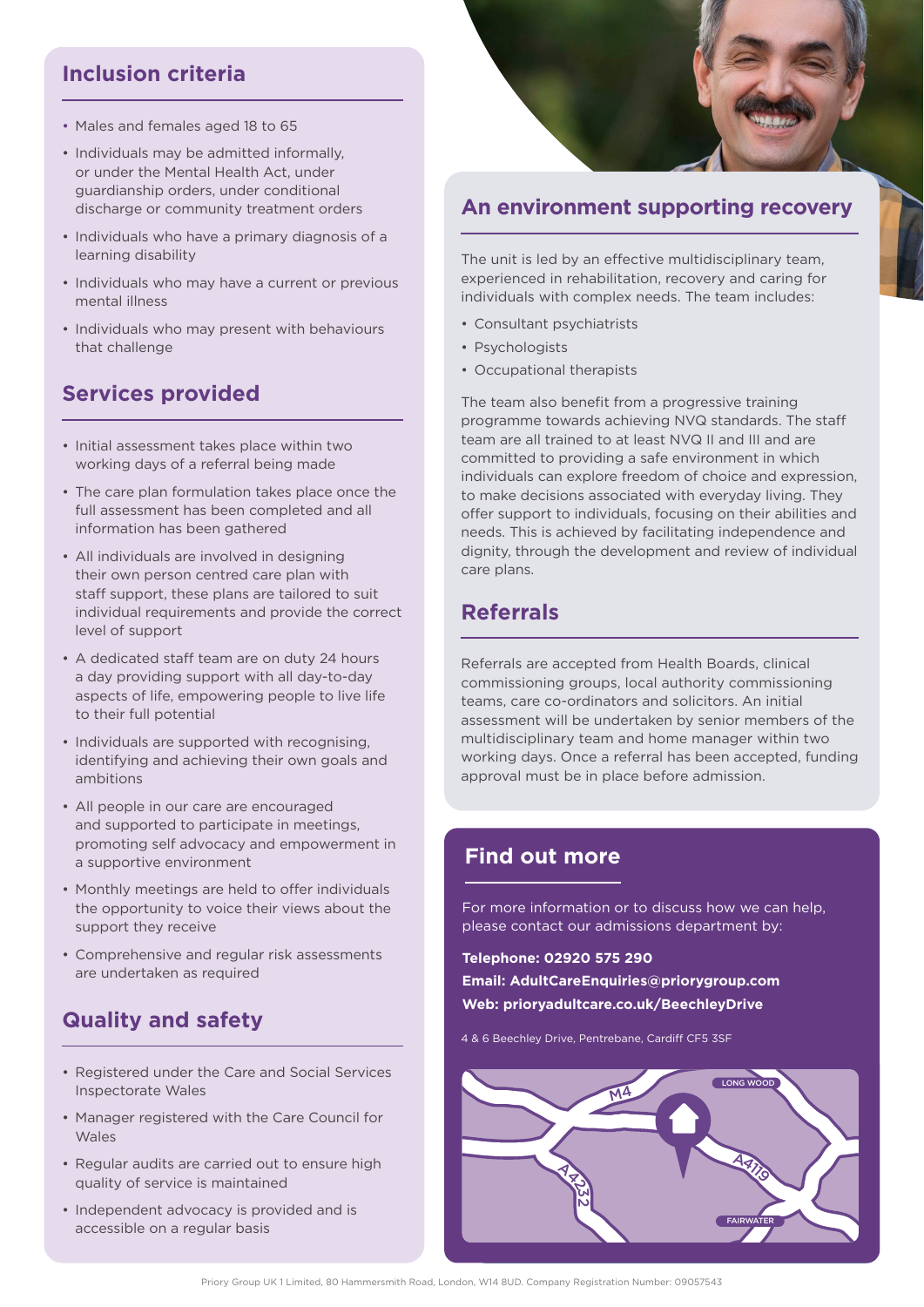## Inclusion criteria

- Males and females aged 18 to 65
- Individuals may be admitted informally, or under the Mental Health Act, under guardianship orders, under conditional discharge or community treatment orders
- Individuals who have a primary diagnosis of a learning disability
- Individuals who may have a current or previous mental illness
- Individuals who may present with behaviours that challenge

## Services provided

- Initial assessment takes place within two working days of a referral being made
- The care plan formulation takes place once the full assessment has been completed and all information has been gathered
- All individuals are involved in designing their own person centred care plan with staff support, these plans are tailored to suit individual requirements and provide the correct level of support
- A dedicated staff team are on duty 24 hours a day providing support with all day-to-day aspects of life, empowering people to live life to their full potential
- Individuals are supported with recognising, identifying and achieving their own goals and ambitions
- All people in our care are encouraged and supported to participate in meetings, promoting self advocacy and empowerment in a supportive environment
- Monthly meetings are held to offer individuals the opportunity to voice their views about the support they receive
- Comprehensive and regular risk assessments are undertaken as required

## Quality and safety

- Registered under the Care and Social Services Inspectorate Wales
- Manager registered with the Care Council for Wales
- Regular audits are carried out to ensure high quality of service is maintained
- Independent advocacy is provided and is accessible on a regular basis

## An environment supporting recovery

The unit is led by an effective multidisciplinary team, experienced in rehabilitation, recovery and caring for individuals with complex needs. The team includes:

- Consultant psychiatrists
- Psychologists
- Occupational therapists

The team also benefit from a progressive training programme towards achieving NVQ standards. The staff team are all trained to at least NVQ II and III and are committed to providing a safe environment in which individuals can explore freedom of choice and expression, to make decisions associated with everyday living. They offer support to individuals, focusing on their abilities and needs. This is achieved by facilitating independence and dignity, through the development and review of individual care plans.

## Referrals

Referrals are accepted from Health Boards, clinical commissioning groups, local authority commissioning teams, care co-ordinators and solicitors. An initial assessment will be undertaken by senior members of the multidisciplinary team and home manager within two working days. Once a referral has been accepted, funding approval must be in place before admission.

## Find out more

For more information or to discuss how we can help, please contact our admissions department by:

**Telephone: 02920 575 290**
**Email: AdultCareEnquiries@priorygroup.com**
**Web: prioryadultcare.co.uk/BeechleyDrive**

4 & 6 Beechley Drive, Pentrebane, Cardiff CF5 3SF

M4
LONG WOOD
A4119
A4232
FAIRWATER

Priory Group UK 1 Limited, 80 Hammersmith Road, London, W14 8UD. Company Registration Number: 09057543